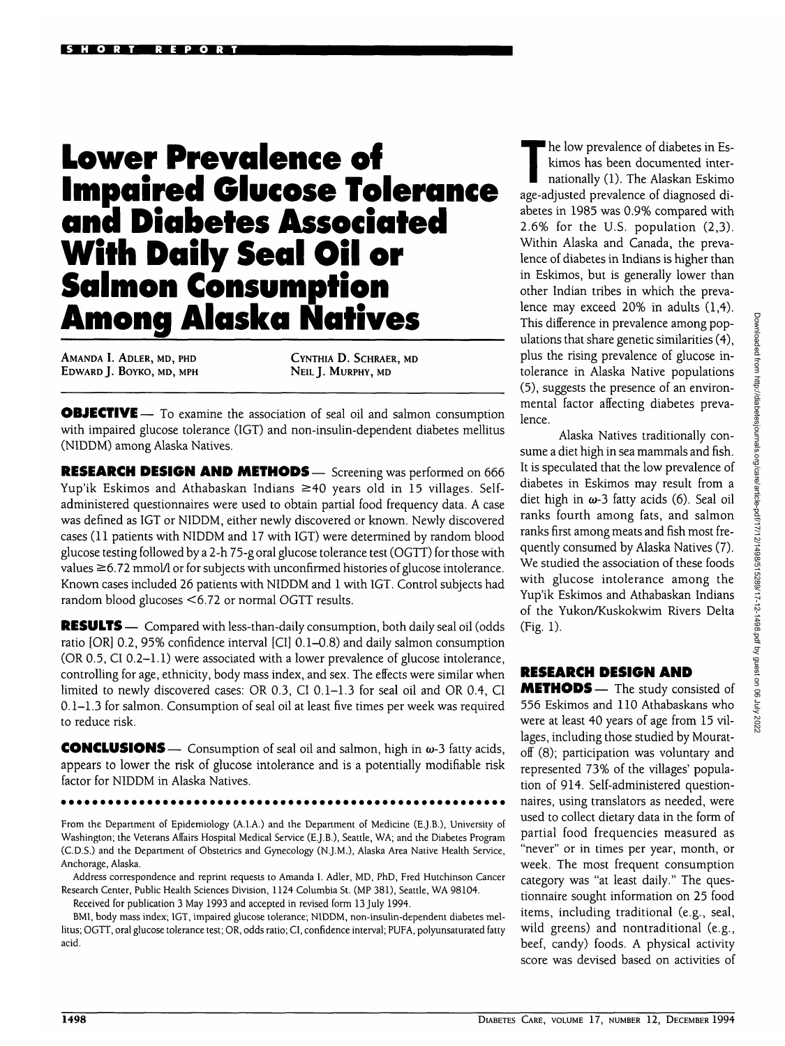# Lower Prevalence of Impaired Glucose Tolerance and Diabetes Associated With Daily Seal Oil or Salmon Consumption Among Alaska Natives

AMANDA I. ADLER, MD, PHD
EDWARD J. BOYKO, MD, MPH
CYNTHIA D. SCHRAER, MD
NEIL J. MURPHY, MD

**OBJECTIVE** — To examine the association of seal oil and salmon consumption with impaired glucose tolerance (IGT) and non-insulin-dependent diabetes mellitus (NIDDM) among Alaska Natives.

**RESEARCH DESIGN AND METHODS** — Screening was performed on 666 Yup'ik Eskimos and Athabaskan Indians ≥40 years old in 15 villages. Self-administered questionnaires were used to obtain partial food frequency data. A case was defined as IGT or NIDDM, either newly discovered or known. Newly discovered cases (11 patients with NIDDM and 17 with IGT) were determined by random blood glucose testing followed by a 2-h 75-g oral glucose tolerance test (OGTT) for those with values ≥6.72 mmol/l or for subjects with unconfirmed histories of glucose intolerance. Known cases included 26 patients with NIDDM and 1 with IGT. Control subjects had random blood glucoses <6.72 or normal OGTT results.

**RESULTS** — Compared with less-than-daily consumption, both daily seal oil (odds ratio [OR] 0.2, 95% confidence interval [CI] 0.1–0.8) and daily salmon consumption (OR 0.5, CI 0.2–1.1) were associated with a lower prevalence of glucose intolerance, controlling for age, ethnicity, body mass index, and sex. The effects were similar when limited to newly discovered cases: OR 0.3, CI 0.1–1.3 for seal oil and OR 0.4, CI 0.1–1.3 for salmon. Consumption of seal oil at least five times per week was required to reduce risk.

**CONCLUSIONS** — Consumption of seal oil and salmon, high in ω-3 fatty acids, appears to lower the risk of glucose intolerance and is a potentially modifiable risk factor for NIDDM in Alaska Natives.

From the Department of Epidemiology (A.I.A.) and the Department of Medicine (E.J.B.), University of Washington; the Veterans Affairs Hospital Medical Service (E.J.B.), Seattle, WA; and the Diabetes Program (C.D.S.) and the Department of Obstetrics and Gynecology (N.J.M.), Alaska Area Native Health Service, Anchorage, Alaska.

Address correspondence and reprint requests to Amanda I. Adler, MD, PhD, Fred Hutchinson Cancer Research Center, Public Health Sciences Division, 1124 Columbia St. (MP 381), Seattle, WA 98104.

Received for publication 3 May 1993 and accepted in revised form 13 July 1994.

BMI, body mass index; IGT, impaired glucose tolerance; NIDDM, non-insulin-dependent diabetes mellitus; OGTT, oral glucose tolerance test; OR, odds ratio; CI, confidence interval; PUFA, polyunsaturated fatty acid.

The low prevalence of diabetes in Eskimos has been documented internationally (1). The Alaskan Eskimo age-adjusted prevalence of diagnosed diabetes in 1985 was 0.9% compared with 2.6% for the U.S. population (2,3). Within Alaska and Canada, the prevalence of diabetes in Indians is higher than in Eskimos, but is generally lower than other Indian tribes in which the prevalence may exceed 20% in adults (1,4). This difference in prevalence among populations that share genetic similarities (4), plus the rising prevalence of glucose intolerance in Alaska Native populations (5), suggests the presence of an environmental factor affecting diabetes prevalence.

Alaska Natives traditionally consume a diet high in sea mammals and fish. It is speculated that the low prevalence of diabetes in Eskimos may result from a diet high in ω-3 fatty acids (6). Seal oil ranks fourth among fats, and salmon ranks first among meats and fish most frequently consumed by Alaska Natives (7). We studied the association of these foods with glucose intolerance among the Yup'ik Eskimos and Athabaskan Indians of the Yukon/Kuskokwim Rivers Delta (Fig. 1).

## RESEARCH DESIGN AND METHODS

The study consisted of 556 Eskimos and 110 Athabaskans who were at least 40 years of age from 15 villages, including those studied by Mouratoff (8); participation was voluntary and represented 73% of the villages' population of 914. Self-administered questionnaires, using translators as needed, were used to collect dietary data in the form of partial food frequencies measured as "never" or in times per year, month, or week. The most frequent consumption category was "at least daily." The questionnaire sought information on 25 food items, including traditional (e.g., seal, wild greens) and nontraditional (e.g., beef, candy) foods. A physical activity score was devised based on activities of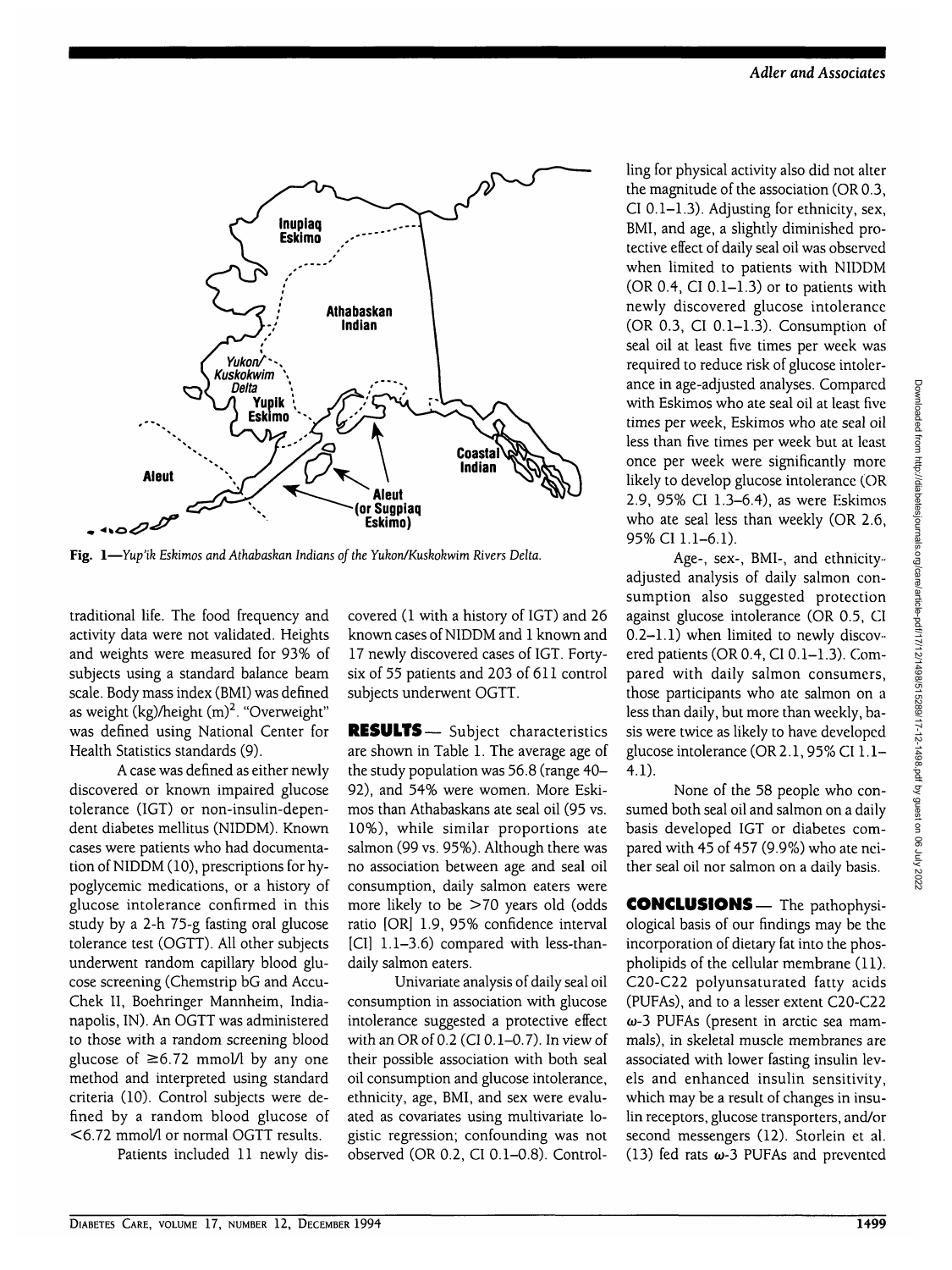Fig. 1—*Yup'ik Eskimos and Athabaskan Indians of the Yukon/Kuskokwim Rivers Delta.*

traditional life. The food frequency and activity data were not validated. Heights and weights were measured for 93% of subjects using a standard balance beam scale. Body mass index (BMI) was defined as weight (kg)/height $(m)^2$. "Overweight" was defined using National Center for Health Statistics standards (9).

A case was defined as either newly discovered or known impaired glucose tolerance (IGT) or non-insulin-dependent diabetes mellitus (NIDDM). Known cases were patients who had documentation of NIDDM (10), prescriptions for hypoglycemic medications, or a history of glucose intolerance confirmed in this study by a 2-h 75-g fasting oral glucose tolerance test (OGTT). All other subjects underwent random capillary blood glucose screening (Chemstrip bG and Accu-Chek II, Boehringer Mannheim, Indianapolis, IN). An OGTT was administered to those with a random screening blood glucose of ≥6.72 mmol/l by any one method and interpreted using standard criteria (10). Control subjects were defined by a random blood glucose of <6.72 mmol/l or normal OGTT results.

Patients included 11 newly discovered (1 with a history of IGT) and 26 known cases of NIDDM and 1 known and 17 newly discovered cases of IGT. Forty-six of 55 patients and 203 of 611 control subjects underwent OGTT.

**RESULTS** — Subject characteristics are shown in Table 1. The average age of the study population was 56.8 (range 40–92), and 54% were women. More Eskimos than Athabaskans ate seal oil (95 vs. 10%), while similar proportions ate salmon (99 vs. 95%). Although there was no association between age and seal oil consumption, daily salmon eaters were more likely to be >70 years old (odds ratio [OR] 1.9, 95% confidence interval [CI] 1.1–3.6) compared with less-than-daily salmon eaters.

Univariate analysis of daily seal oil consumption in association with glucose intolerance suggested a protective effect with an OR of 0.2 (CI 0.1–0.7). In view of their possible association with both seal oil consumption and glucose intolerance, ethnicity, age, BMI, and sex were evaluated as covariates using multivariate logistic regression; confounding was not observed (OR 0.2, CI 0.1–0.8). Controlling for physical activity also did not alter the magnitude of the association (OR 0.3, CI 0.1–1.3). Adjusting for ethnicity, sex, BMI, and age, a slightly diminished protective effect of daily seal oil was observed when limited to patients with NIDDM (OR 0.4, CI 0.1–1.3) or to patients with newly discovered glucose intolerance (OR 0.3, CI 0.1–1.3). Consumption of seal oil at least five times per week was required to reduce risk of glucose intolerance in age-adjusted analyses. Compared with Eskimos who ate seal oil at least five times per week, Eskimos who ate seal oil less than five times per week but at least once per week were significantly more likely to develop glucose intolerance (OR 2.9, 95% CI 1.3–6.4), as were Eskimos who ate seal less than weekly (OR 2.6, 95% CI 1.1–6.1).

Age-, sex-, BMI-, and ethnicity-adjusted analysis of daily salmon consumption also suggested protection against glucose intolerance (OR 0.5, CI 0.2–1.1) when limited to newly discovered patients (OR 0.4, CI 0.1–1.3). Compared with daily salmon consumers, those participants who ate salmon on a less than daily, but more than weekly, basis were twice as likely to have developed glucose intolerance (OR 2.1, 95% CI 1.1–4.1).

None of the 58 people who consumed both seal oil and salmon on a daily basis developed IGT or diabetes compared with 45 of 457 (9.9%) who ate neither seal oil nor salmon on a daily basis.

**CONCLUSIONS** — The pathophysiological basis of our findings may be the incorporation of dietary fat into the phospholipids of the cellular membrane (11). C20-C22 polyunsaturated fatty acids (PUFAs), and to a lesser extent C20-C22 ω-3 PUFAs (present in arctic sea mammals), in skeletal muscle membranes are associated with lower fasting insulin levels and enhanced insulin sensitivity, which may be a result of changes in insulin receptors, glucose transporters, and/or second messengers (12). Storlein et al. (13) fed rats ω-3 PUFAs and prevented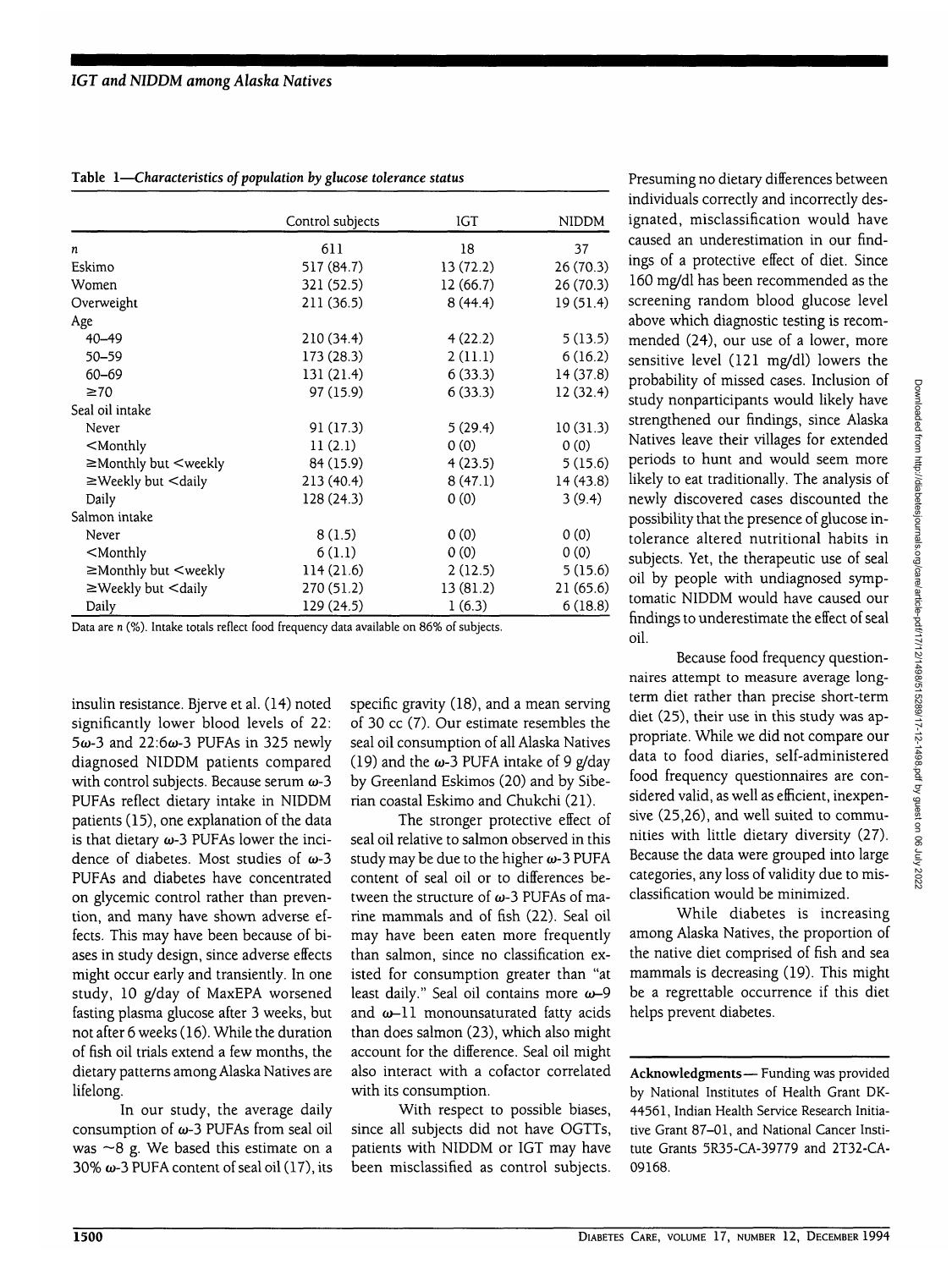**Table 1—*Characteristics of population by glucose tolerance status***

| | Control subjects | IGT | NIDDM |
|---|---|---|---|
| n | 611 | 18 | 37 |
| Eskimo | 517 (84.7) | 13 (72.2) | 26 (70.3) |
| Women | 321 (52.5) | 12 (66.7) | 26 (70.3) |
| Overweight | 211 (36.5) | 8 (44.4) | 19 (51.4) |
| Age | | | |
| 40–49 | 210 (34.4) | 4 (22.2) | 5 (13.5) |
| 50–59 | 173 (28.3) | 2 (11.1) | 6 (16.2) |
| 60–69 | 131 (21.4) | 6 (33.3) | 14 (37.8) |
| ≥70 | 97 (15.9) | 6 (33.3) | 12 (32.4) |
| Seal oil intake | | | |
| Never | 91 (17.3) | 5 (29.4) | 10 (31.3) |
| <Monthly | 11 (2.1) | 0 (0) | 0 (0) |
| ≥Monthly but <weekly | 84 (15.9) | 4 (23.5) | 5 (15.6) |
| ≥Weekly but <daily | 213 (40.4) | 8 (47.1) | 14 (43.8) |
| Daily | 128 (24.3) | 0 (0) | 3 (9.4) |
| Salmon intake | | | |
| Never | 8 (1.5) | 0 (0) | 0 (0) |
| <Monthly | 6 (1.1) | 0 (0) | 0 (0) |
| ≥Monthly but <weekly | 114 (21.6) | 2 (12.5) | 5 (15.6) |
| ≥Weekly but <daily | 270 (51.2) | 13 (81.2) | 21 (65.6) |
| Daily | 129 (24.5) | 1 (6.3) | 6 (18.8) |

Data are n (%). Intake totals reflect food frequency data available on 86% of subjects.

insulin resistance. Bjerve et al. (14) noted significantly lower blood levels of 22:5ω-3 and 22:6ω-3 PUFAs in 325 newly diagnosed NIDDM patients compared with control subjects. Because serum ω-3 PUFAs reflect dietary intake in NIDDM patients (15), one explanation of the data is that dietary ω-3 PUFAs lower the incidence of diabetes. Most studies of ω-3 PUFAs and diabetes have concentrated on glycemic control rather than prevention, and many have shown adverse effects. This may have been because of biases in study design, since adverse effects might occur early and transiently. In one study, 10 g/day of MaxEPA worsened fasting plasma glucose after 3 weeks, but not after 6 weeks (16). While the duration of fish oil trials extend a few months, the dietary patterns among Alaska Natives are lifelong.

In our study, the average daily consumption of ω-3 PUFAs from seal oil was ~8 g. We based this estimate on a 30% ω-3 PUFA content of seal oil (17), its specific gravity (18), and a mean serving of 30 cc (7). Our estimate resembles the seal oil consumption of all Alaska Natives (19) and the ω-3 PUFA intake of 9 g/day by Greenland Eskimos (20) and by Siberian coastal Eskimo and Chukchi (21).

The stronger protective effect of seal oil relative to salmon observed in this study may be due to the higher ω-3 PUFA content of seal oil or to differences between the structure of ω-3 PUFAs of marine mammals and of fish (22). Seal oil may have been eaten more frequently than salmon, since no classification existed for consumption greater than "at least daily." Seal oil contains more ω–9 and ω–11 monounsaturated fatty acids than does salmon (23), which also might account for the difference. Seal oil might also interact with a cofactor correlated with its consumption.

With respect to possible biases, since all subjects did not have OGTTs, patients with NIDDM or IGT may have been misclassified as control subjects. Presuming no dietary differences between individuals correctly and incorrectly designated, misclassification would have caused an underestimation in our findings of a protective effect of diet. Since 160 mg/dl has been recommended as the screening random blood glucose level above which diagnostic testing is recommended (24), our use of a lower, more sensitive level (121 mg/dl) lowers the probability of missed cases. Inclusion of study nonparticipants would likely have strengthened our findings, since Alaska Natives leave their villages for extended periods to hunt and would seem more likely to eat traditionally. The analysis of newly discovered cases discounted the possibility that the presence of glucose intolerance altered nutritional habits in subjects. Yet, the therapeutic use of seal oil by people with undiagnosed symptomatic NIDDM would have caused our findings to underestimate the effect of seal oil.

Because food frequency questionnaires attempt to measure average long-term diet rather than precise short-term diet (25), their use in this study was appropriate. While we did not compare our data to food diaries, self-administered food frequency questionnaires are considered valid, as well as efficient, inexpensive (25,26), and well suited to communities with little dietary diversity (27). Because the data were grouped into large categories, any loss of validity due to misclassification would be minimized.

While diabetes is increasing among Alaska Natives, the proportion of the native diet comprised of fish and sea mammals is decreasing (19). This might be a regrettable occurrence if this diet helps prevent diabetes.

**Acknowledgments**— Funding was provided by National Institutes of Health Grant DK-44561, Indian Health Service Research Initiative Grant 87–01, and National Cancer Institute Grants 5R35-CA-39779 and 2T32-CA-09168.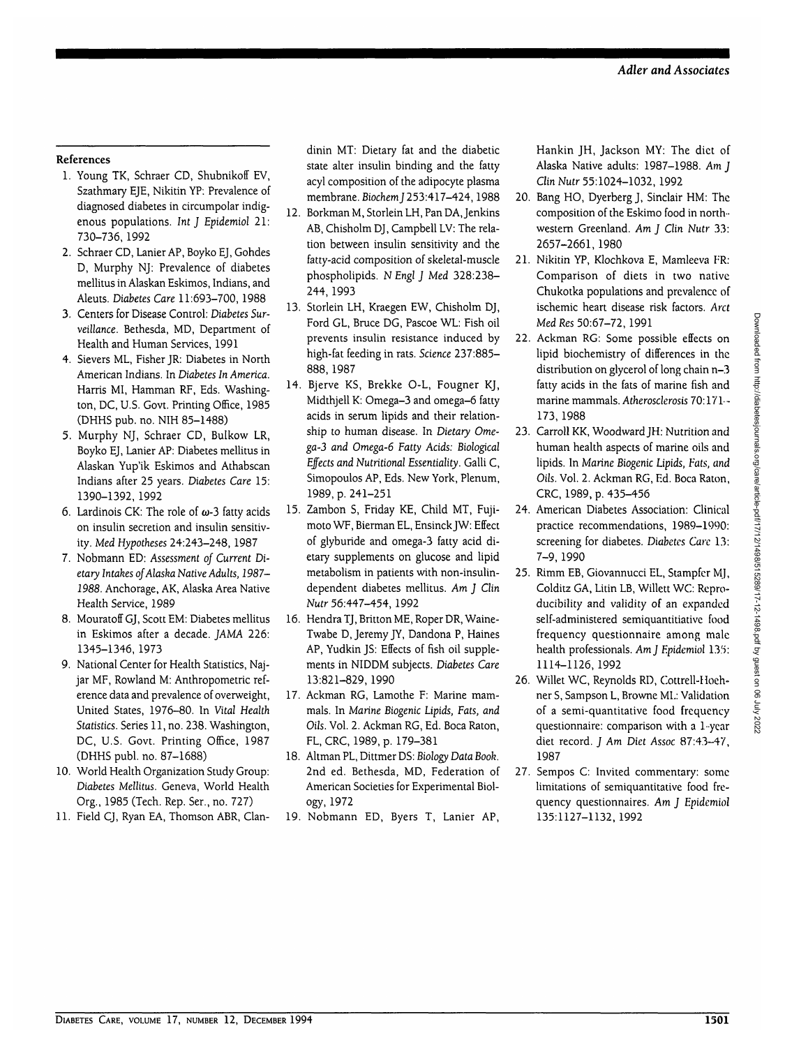## References

1. Young TK, Schraer CD, Shubnikoff EV, Szathmary EJE, Nikitin YP: Prevalence of diagnosed diabetes in circumpolar indigenous populations. *Int J Epidemiol* 21: 730–736, 1992
2. Schraer CD, Lanier AP, Boyko EJ, Gohdes D, Murphy NJ: Prevalence of diabetes mellitus in Alaskan Eskimos, Indians, and Aleuts. *Diabetes Care* 11:693–700, 1988
3. Centers for Disease Control: *Diabetes Surveillance*. Bethesda, MD, Department of Health and Human Services, 1991
4. Sievers ML, Fisher JR: Diabetes in North American Indians. In *Diabetes In America*. Harris MI, Hamman RF, Eds. Washington, DC, U.S. Govt. Printing Office, 1985 (DHHS pub. no. NIH 85–1488)
5. Murphy NJ, Schraer CD, Bulkow LR, Boyko EJ, Lanier AP: Diabetes mellitus in Alaskan Yup'ik Eskimos and Athabscan Indians after 25 years. *Diabetes Care* 15: 1390–1392, 1992
6. Lardinois CK: The role of $\omega$-3 fatty acids on insulin secretion and insulin sensitivity. *Med Hypotheses* 24:243–248, 1987
7. Nobmann ED: *Assessment of Current Dietary Intakes of Alaska Native Adults, 1987–1988*. Anchorage, AK, Alaska Area Native Health Service, 1989
8. Mouratoff GJ, Scott EM: Diabetes mellitus in Eskimos after a decade. *JAMA* 226: 1345–1346, 1973
9. National Center for Health Statistics, Najjar MF, Rowland M: Anthropometric reference data and prevalence of overweight, United States, 1976–80. In *Vital Health Statistics*. Series 11, no. 238. Washington, DC, U.S. Govt. Printing Office, 1987 (DHHS publ. no. 87–1688)
10. World Health Organization Study Group: *Diabetes Mellitus*. Geneva, World Health Org., 1985 (Tech. Rep. Ser., no. 727)
11. Field CJ, Ryan EA, Thomson ABR, Clandinin MT: Dietary fat and the diabetic state alter insulin binding and the fatty acyl composition of the adipocyte plasma membrane. *Biochem J* 253:417–424, 1988
12. Borkman M, Storlein LH, Pan DA, Jenkins AB, Chisholm DJ, Campbell LV: The relation between insulin sensitivity and the fatty-acid composition of skeletal-muscle phospholipids. *N Engl J Med* 328:238–244, 1993
13. Storlein LH, Kraegen EW, Chisholm DJ, Ford GL, Bruce DG, Pascoe WL: Fish oil prevents insulin resistance induced by high-fat feeding in rats. *Science* 237:885–888, 1987
14. Bjerve KS, Brekke O-L, Fougner KJ, Midthjell K: Omega–3 and omega–6 fatty acids in serum lipids and their relationship to human disease. In *Dietary Omega-3 and Omega-6 Fatty Acids: Biological Effects and Nutritional Essentiality*. Galli C, Simopoulos AP, Eds. New York, Plenum, 1989, p. 241–251
15. Zambon S, Friday KE, Child MT, Fujimoto WF, Bierman EL, Ensinck JW: Effect of glyburide and omega-3 fatty acid dietary supplements on glucose and lipid metabolism in patients with non-insulin-dependent diabetes mellitus. *Am J Clin Nutr* 56:447–454, 1992
16. Hendra TJ, Britton ME, Roper DR, Waine-Twabe D, Jeremy JY, Dandona P, Haines AP, Yudkin JS: Effects of fish oil supplements in NIDDM subjects. *Diabetes Care* 13:821–829, 1990
17. Ackman RG, Lamothe F: Marine mammals. In *Marine Biogenic Lipids, Fats, and Oils*. Vol. 2. Ackman RG, Ed. Boca Raton, FL, CRC, 1989, p. 179–381
18. Altman PL, Dittmer DS: *Biology Data Book*. 2nd ed. Bethesda, MD, Federation of American Societies for Experimental Biology, 1972
19. Nobmann ED, Byers T, Lanier AP, Hankin JH, Jackson MY: The diet of Alaska Native adults: 1987–1988. *Am J Clin Nutr* 55:1024–1032, 1992
20. Bang HO, Dyerberg J, Sinclair HM: The composition of the Eskimo food in northwestern Greenland. *Am J Clin Nutr* 33: 2657–2661, 1980
21. Nikitin YP, Klochkova E, Mamleeva FR: Comparison of diets in two native Chukotka populations and prevalence of ischemic heart disease risk factors. *Arct Med Res* 50:67–72, 1991
22. Ackman RG: Some possible effects on lipid biochemistry of differences in the distribution on glycerol of long chain n–3 fatty acids in the fats of marine fish and marine mammals. *Atherosclerosis* 70:171–173, 1988
23. Carroll KK, Woodward JH: Nutrition and human health aspects of marine oils and lipids. In *Marine Biogenic Lipids, Fats, and Oils*. Vol. 2. Ackman RG, Ed. Boca Raton, CRC, 1989, p. 435–456
24. American Diabetes Association: Clinical practice recommendations, 1989–1990: screening for diabetes. *Diabetes Care* 13: 7–9, 1990
25. Rimm EB, Giovannucci EL, Stampfer MJ, Colditz GA, Litin LB, Willett WC: Reproducibility and validity of an expanded self-administered semiquantitiative food frequency questionnaire among male health professionals. *Am J Epidemiol* 135: 1114–1126, 1992
26. Willet WC, Reynolds RD, Cottrell-Hoehner S, Sampson L, Browne ML: Validation of a semi-quantitative food frequency questionnaire: comparison with a 1-year diet record. *J Am Diet Assoc* 87:43–47, 1987
27. Sempos C: Invited commentary: some limitations of semiquantitative food frequency questionnaires. *Am J Epidemiol* 135:1127–1132, 1992